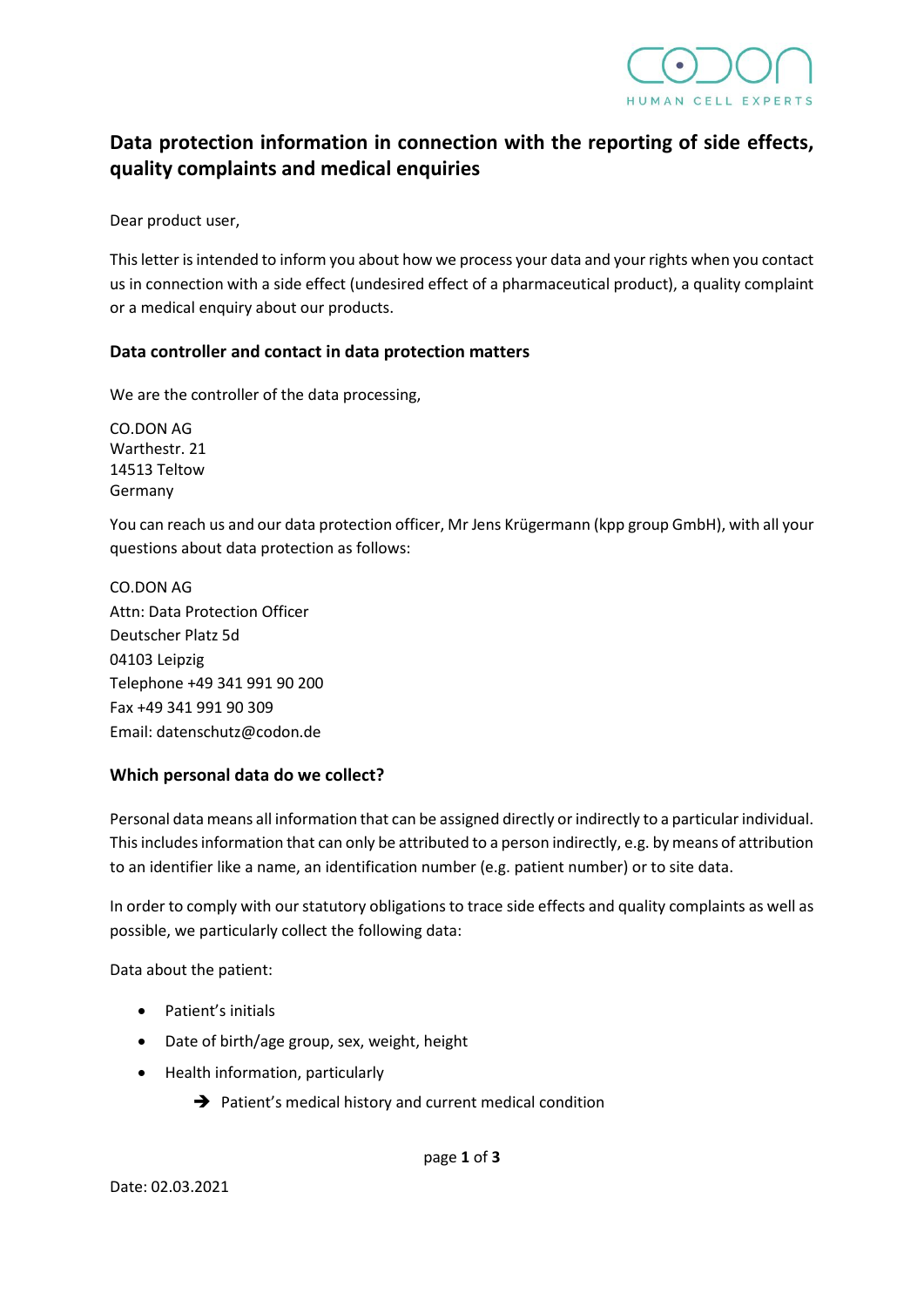# Data protection information in connection with the reporting of side effects, quality complaints and medical enquiries

Dear product user,

This letter is intended to inform you about how we process your data and your rights when you contact us in connection with a side effect (undesired effect of a pharmaceutical product), a quality complaint or a medical enquiry about our products.

## Data controller and contact in data protection matters

We are the controller of the data processing,

CO.DON AG
Warthestr. 21
14513 Teltow
Germany

You can reach us and our data protection officer, Mr Jens Krügermann (kpp group GmbH), with all your questions about data protection as follows:

CO.DON AG
Attn: Data Protection Officer
Deutscher Platz 5d
04103 Leipzig
Telephone +49 341 991 90 200
Fax +49 341 991 90 309
Email: datenschutz@codon.de

## Which personal data do we collect?

Personal data means all information that can be assigned directly or indirectly to a particular individual. This includes information that can only be attributed to a person indirectly, e.g. by means of attribution to an identifier like a name, an identification number (e.g. patient number) or to site data.

In order to comply with our statutory obligations to trace side effects and quality complaints as well as possible, we particularly collect the following data:

Data about the patient:

- Patient's initials
- Date of birth/age group, sex, weight, height
- Health information, particularly
  - ➔ Patient's medical history and current medical condition

Date: 02.03.2021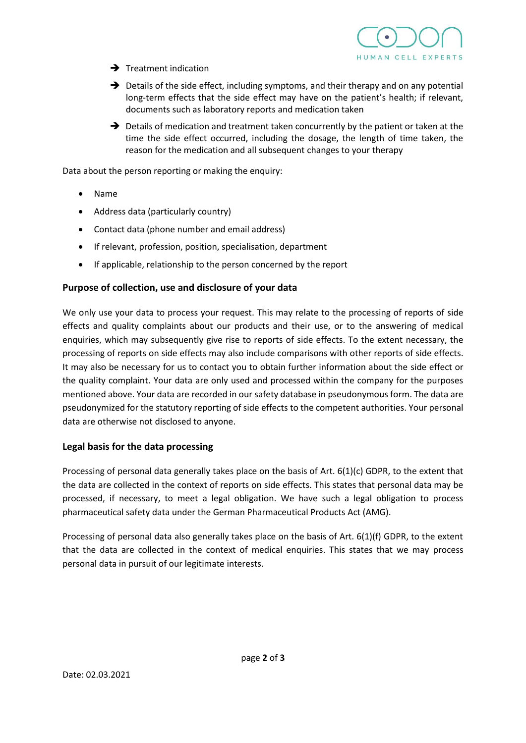- ➔ Treatment indication
- ➔ Details of the side effect, including symptoms, and their therapy and on any potential long-term effects that the side effect may have on the patient's health; if relevant, documents such as laboratory reports and medication taken
- ➔ Details of medication and treatment taken concurrently by the patient or taken at the time the side effect occurred, including the dosage, the length of time taken, the reason for the medication and all subsequent changes to your therapy

Data about the person reporting or making the enquiry:

- Name
- Address data (particularly country)
- Contact data (phone number and email address)
- If relevant, profession, position, specialisation, department
- If applicable, relationship to the person concerned by the report

### Purpose of collection, use and disclosure of your data

We only use your data to process your request. This may relate to the processing of reports of side effects and quality complaints about our products and their use, or to the answering of medical enquiries, which may subsequently give rise to reports of side effects. To the extent necessary, the processing of reports on side effects may also include comparisons with other reports of side effects. It may also be necessary for us to contact you to obtain further information about the side effect or the quality complaint. Your data are only used and processed within the company for the purposes mentioned above. Your data are recorded in our safety database in pseudonymous form. The data are pseudonymized for the statutory reporting of side effects to the competent authorities. Your personal data are otherwise not disclosed to anyone.

### Legal basis for the data processing

Processing of personal data generally takes place on the basis of Art. 6(1)(c) GDPR, to the extent that the data are collected in the context of reports on side effects. This states that personal data may be processed, if necessary, to meet a legal obligation. We have such a legal obligation to process pharmaceutical safety data under the German Pharmaceutical Products Act (AMG).

Processing of personal data also generally takes place on the basis of Art. 6(1)(f) GDPR, to the extent that the data are collected in the context of medical enquiries. This states that we may process personal data in pursuit of our legitimate interests.

Date: 02.03.2021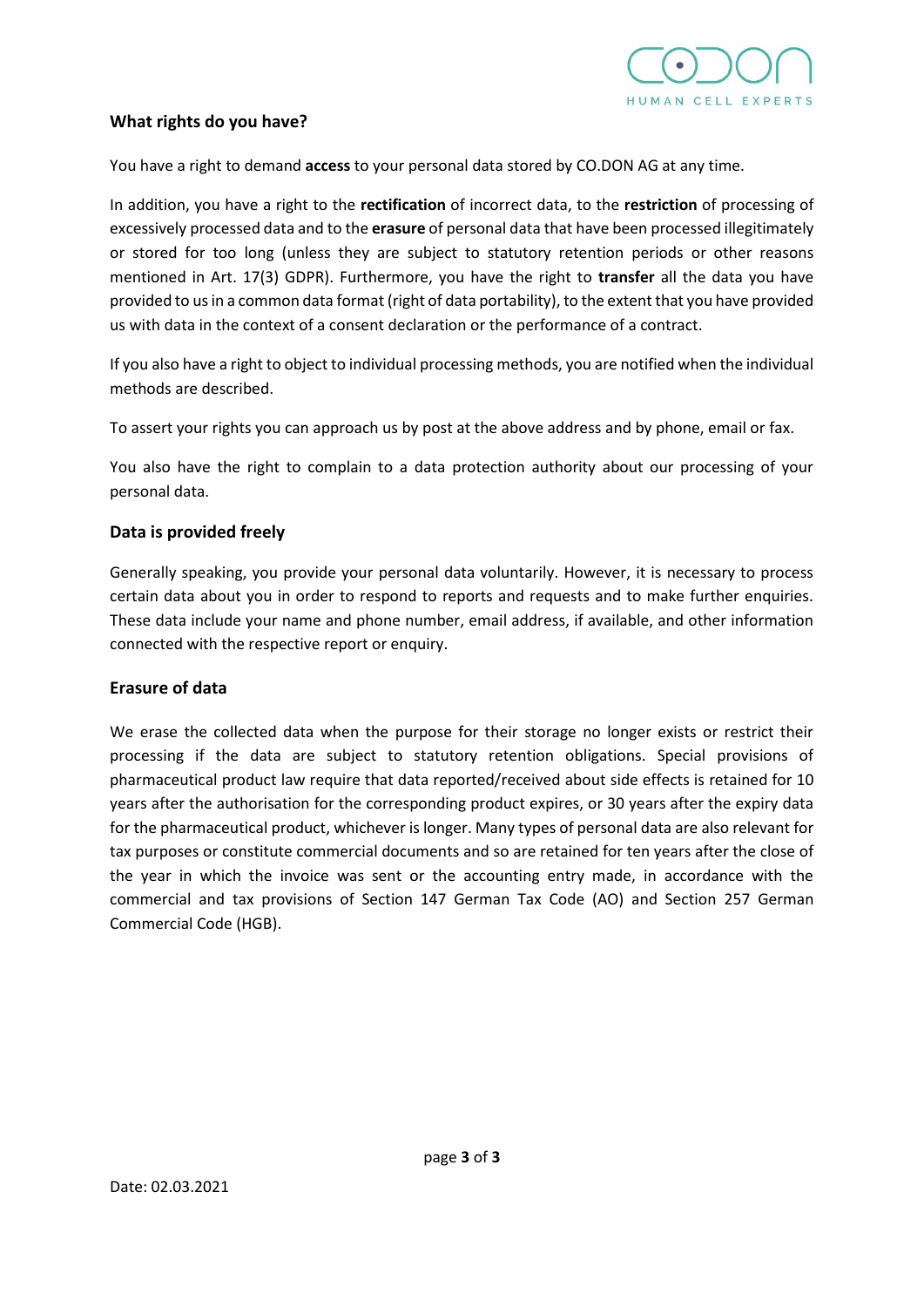## What rights do you have?

You have a right to demand **access** to your personal data stored by CO.DON AG at any time.

In addition, you have a right to the **rectification** of incorrect data, to the **restriction** of processing of excessively processed data and to the **erasure** of personal data that have been processed illegitimately or stored for too long (unless they are subject to statutory retention periods or other reasons mentioned in Art. 17(3) GDPR). Furthermore, you have the right to **transfer** all the data you have provided to us in a common data format (right of data portability), to the extent that you have provided us with data in the context of a consent declaration or the performance of a contract.

If you also have a right to object to individual processing methods, you are notified when the individual methods are described.

To assert your rights you can approach us by post at the above address and by phone, email or fax.

You also have the right to complain to a data protection authority about our processing of your personal data.

## Data is provided freely

Generally speaking, you provide your personal data voluntarily. However, it is necessary to process certain data about you in order to respond to reports and requests and to make further enquiries. These data include your name and phone number, email address, if available, and other information connected with the respective report or enquiry.

## Erasure of data

We erase the collected data when the purpose for their storage no longer exists or restrict their processing if the data are subject to statutory retention obligations. Special provisions of pharmaceutical product law require that data reported/received about side effects is retained for 10 years after the authorisation for the corresponding product expires, or 30 years after the expiry data for the pharmaceutical product, whichever is longer. Many types of personal data are also relevant for tax purposes or constitute commercial documents and so are retained for ten years after the close of the year in which the invoice was sent or the accounting entry made, in accordance with the commercial and tax provisions of Section 147 German Tax Code (AO) and Section 257 German Commercial Code (HGB).

Date: 02.03.2021